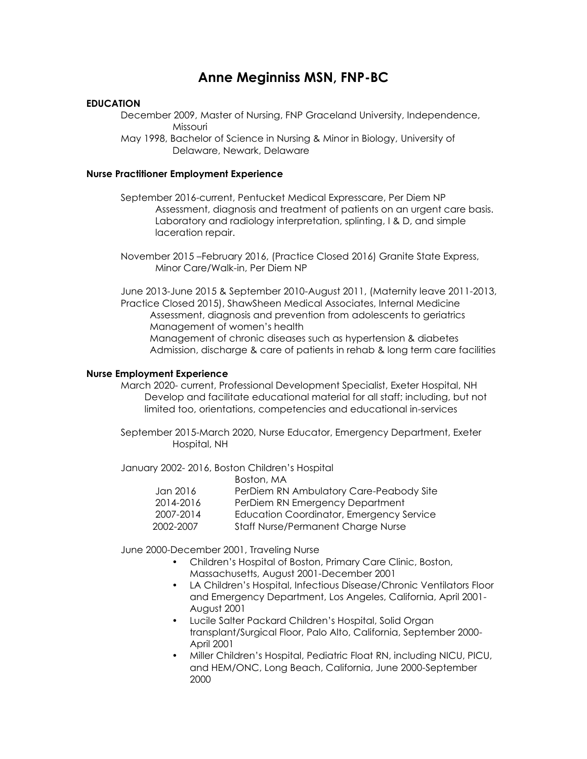# Anne Meginniss MSN, FNP-BC

## EDUCATION

December 2009, Master of Nursing, FNP Graceland University, Independence, Missouri

May 1998, Bachelor of Science in Nursing & Minor in Biology, University of Delaware, Newark, Delaware

## Nurse Practitioner Employment Experience

September 2016-current, Pentucket Medical Expresscare, Per Diem NP
Assessment, diagnosis and treatment of patients on an urgent care basis. Laboratory and radiology interpretation, splinting, I & D, and simple laceration repair.

November 2015 –February 2016, (Practice Closed 2016) Granite State Express, Minor Care/Walk-in, Per Diem NP

June 2013-June 2015 & September 2010-August 2011, (Maternity leave 2011-2013, Practice Closed 2015), ShawSheen Medical Associates, Internal Medicine
Assessment, diagnosis and prevention from adolescents to geriatrics
Management of women's health
Management of chronic diseases such as hypertension & diabetes
Admission, discharge & care of patients in rehab & long term care facilities

## Nurse Employment Experience

March 2020- current, Professional Development Specialist, Exeter Hospital, NH
Develop and facilitate educational material for all staff; including, but not limited too, orientations, competencies and educational in-services

September 2015-March 2020, Nurse Educator, Emergency Department, Exeter Hospital, NH

January 2002- 2016, Boston Children's Hospital
Boston, MA

| | |
|---|---|
| Jan 2016 | PerDiem RN Ambulatory Care-Peabody Site |
| 2014-2016 | PerDiem RN Emergency Department |
| 2007-2014 | Education Coordinator, Emergency Service |
| 2002-2007 | Staff Nurse/Permanent Charge Nurse |

June 2000-December 2001, Traveling Nurse

- Children's Hospital of Boston, Primary Care Clinic, Boston, Massachusetts, August 2001-December 2001
- LA Children's Hospital, Infectious Disease/Chronic Ventilators Floor and Emergency Department, Los Angeles, California, April 2001-August 2001
- Lucile Salter Packard Children's Hospital, Solid Organ transplant/Surgical Floor, Palo Alto, California, September 2000-April 2001
- Miller Children's Hospital, Pediatric Float RN, including NICU, PICU, and HEM/ONC, Long Beach, California, June 2000-September 2000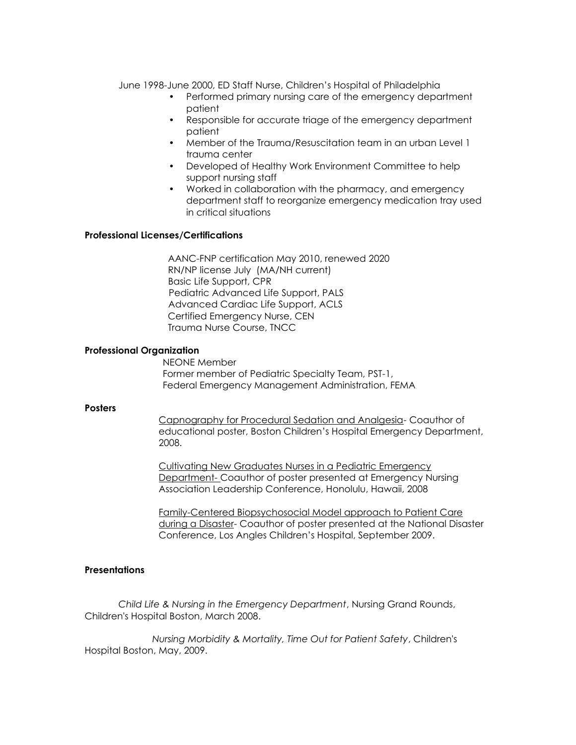June 1998-June 2000, ED Staff Nurse, Children's Hospital of Philadelphia

- Performed primary nursing care of the emergency department patient
- Responsible for accurate triage of the emergency department patient
- Member of the Trauma/Resuscitation team in an urban Level 1 trauma center
- Developed of Healthy Work Environment Committee to help support nursing staff
- Worked in collaboration with the pharmacy, and emergency department staff to reorganize emergency medication tray used in critical situations

**Professional Licenses/Certifications**

AANC-FNP certification May 2010, renewed 2020
RN/NP license July (MA/NH current)
Basic Life Support, CPR
Pediatric Advanced Life Support, PALS
Advanced Cardiac Life Support, ACLS
Certified Emergency Nurse, CEN
Trauma Nurse Course, TNCC

**Professional Organization**

NEONE Member
Former member of Pediatric Specialty Team, PST-1,
Federal Emergency Management Administration, FEMA

**Posters**

<u>Capnography for Procedural Sedation and Analgesia</u>- Coauthor of educational poster, Boston Children's Hospital Emergency Department, 2008.

<u>Cultivating New Graduates Nurses in a Pediatric Emergency Department-</u> Coauthor of poster presented at Emergency Nursing Association Leadership Conference, Honolulu, Hawaii, 2008

<u>Family-Centered Biopsychosocial Model approach to Patient Care during a Disaster</u>- Coauthor of poster presented at the National Disaster Conference, Los Angles Children's Hospital, September 2009.

**Presentations**

*Child Life & Nursing in the Emergency Department*, Nursing Grand Rounds, Children's Hospital Boston, March 2008.

*Nursing Morbidity & Mortality, Time Out for Patient Safety*, Children's Hospital Boston, May, 2009.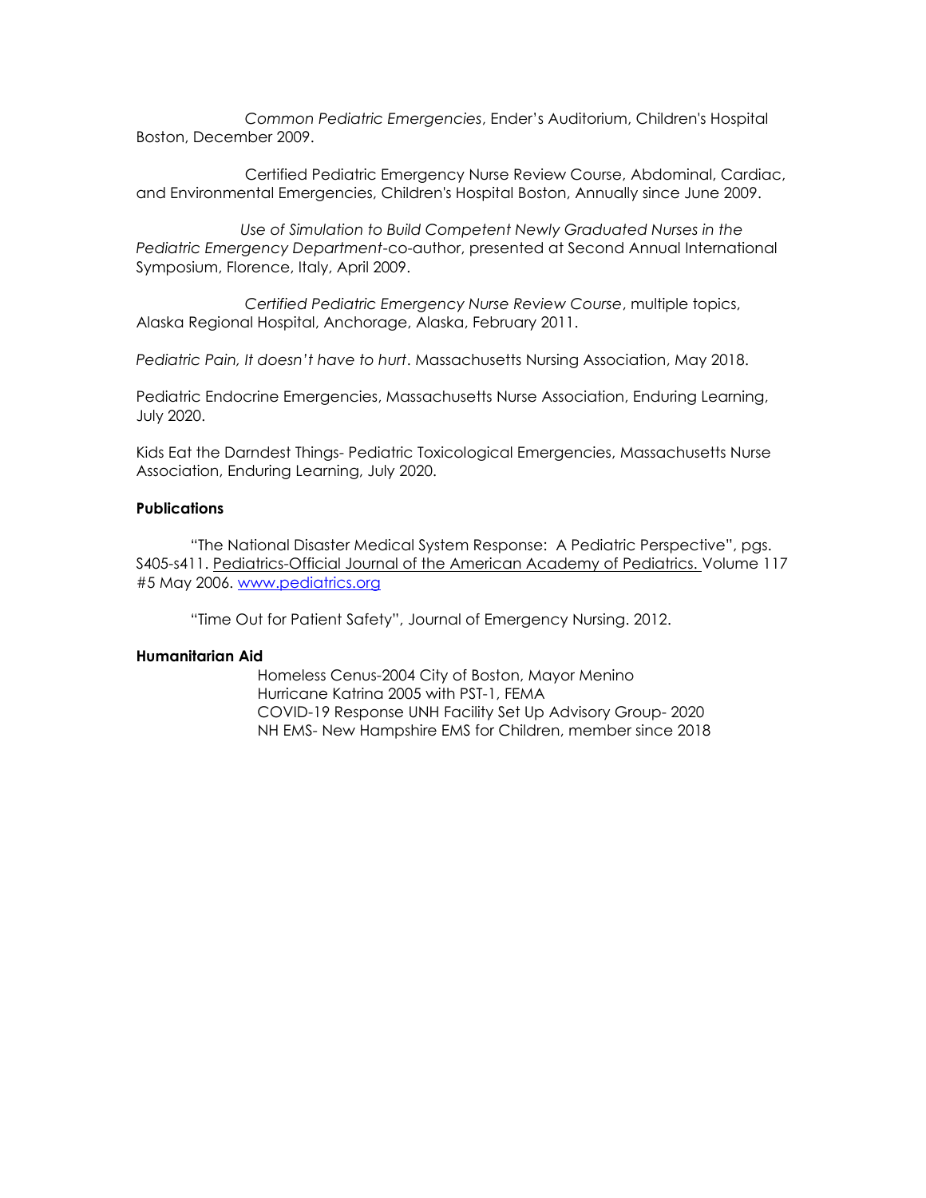*Common Pediatric Emergencies*, Ender's Auditorium, Children's Hospital Boston, December 2009.

Certified Pediatric Emergency Nurse Review Course, Abdominal, Cardiac, and Environmental Emergencies, Children's Hospital Boston, Annually since June 2009.

*Use of Simulation to Build Competent Newly Graduated Nurses in the Pediatric Emergency Department*-co-author, presented at Second Annual International Symposium, Florence, Italy, April 2009.

*Certified Pediatric Emergency Nurse Review Course*, multiple topics, Alaska Regional Hospital, Anchorage, Alaska, February 2011.

*Pediatric Pain, It doesn't have to hurt*. Massachusetts Nursing Association, May 2018.

Pediatric Endocrine Emergencies, Massachusetts Nurse Association, Enduring Learning, July 2020.

Kids Eat the Darndest Things- Pediatric Toxicological Emergencies, Massachusetts Nurse Association, Enduring Learning, July 2020.

**Publications**

"The National Disaster Medical System Response: A Pediatric Perspective", pgs. S405-s411. Pediatrics-Official Journal of the American Academy of Pediatrics. Volume 117 #5 May 2006. www.pediatrics.org

"Time Out for Patient Safety", Journal of Emergency Nursing. 2012.

**Humanitarian Aid**

Homeless Cenus-2004 City of Boston, Mayor Menino
Hurricane Katrina 2005 with PST-1, FEMA
COVID-19 Response UNH Facility Set Up Advisory Group- 2020
NH EMS- New Hampshire EMS for Children, member since 2018